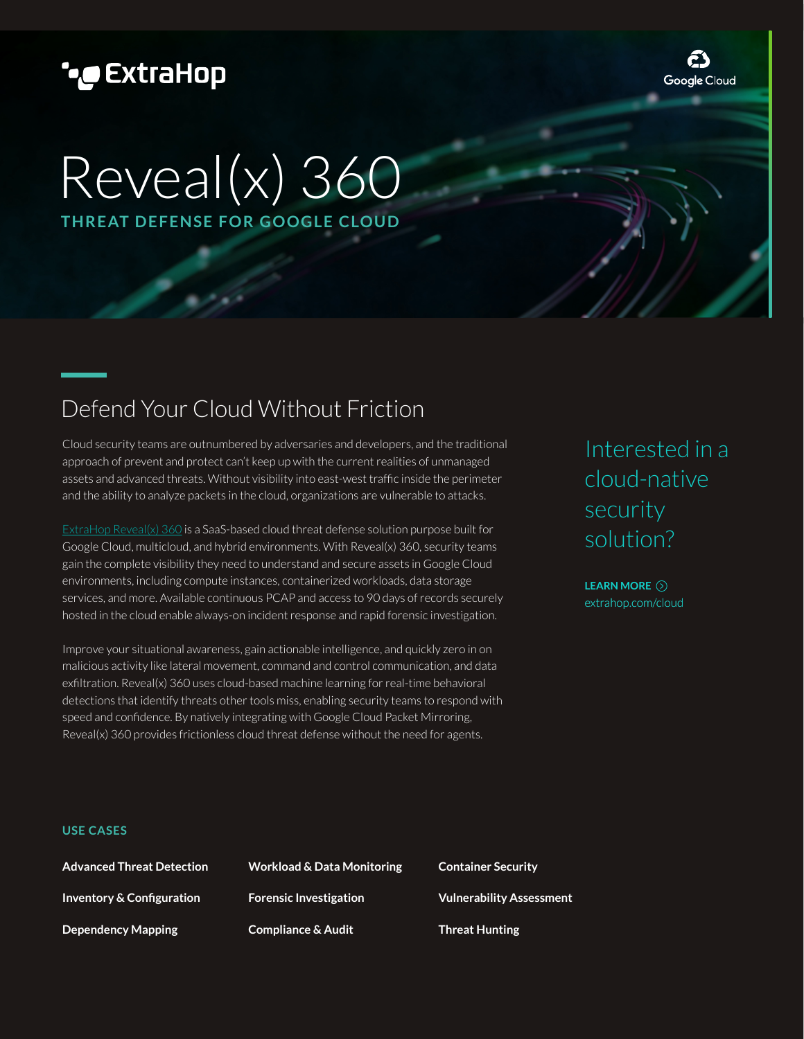ExtraHop

Google Cloud

# Reveal(x) 360

**THREAT DEFENSE FOR GOOGLE CLOUD**

## Defend Your Cloud Without Friction

Cloud security teams are outnumbered by adversaries and developers, and the traditional approach of prevent and protect can't keep up with the current realities of unmanaged assets and advanced threats. Without visibility into east-west traffic inside the perimeter and the ability to analyze packets in the cloud, organizations are vulnerable to attacks.

ExtraHop Reveal(x) 360 is a SaaS-based cloud threat defense solution purpose built for Google Cloud, multicloud, and hybrid environments. With Reveal(x) 360, security teams gain the complete visibility they need to understand and secure assets in Google Cloud environments, including compute instances, containerized workloads, data storage services, and more. Available continuous PCAP and access to 90 days of records securely hosted in the cloud enable always-on incident response and rapid forensic investigation.

Improve your situational awareness, gain actionable intelligence, and quickly zero in on malicious activity like lateral movement, command and control communication, and data exfiltration. Reveal(x) 360 uses cloud-based machine learning for real-time behavioral detections that identify threats other tools miss, enabling security teams to respond with speed and confidence. By natively integrating with Google Cloud Packet Mirroring, Reveal(x) 360 provides frictionless cloud threat defense without the need for agents.

Interested in a cloud-native security solution?

**LEARN MORE**
extrahop.com/cloud

### USE CASES

**Advanced Threat Detection**

**Inventory & Configuration**

**Dependency Mapping**

**Workload & Data Monitoring**

**Forensic Investigation**

**Compliance & Audit**

**Container Security**

**Vulnerability Assessment**

**Threat Hunting**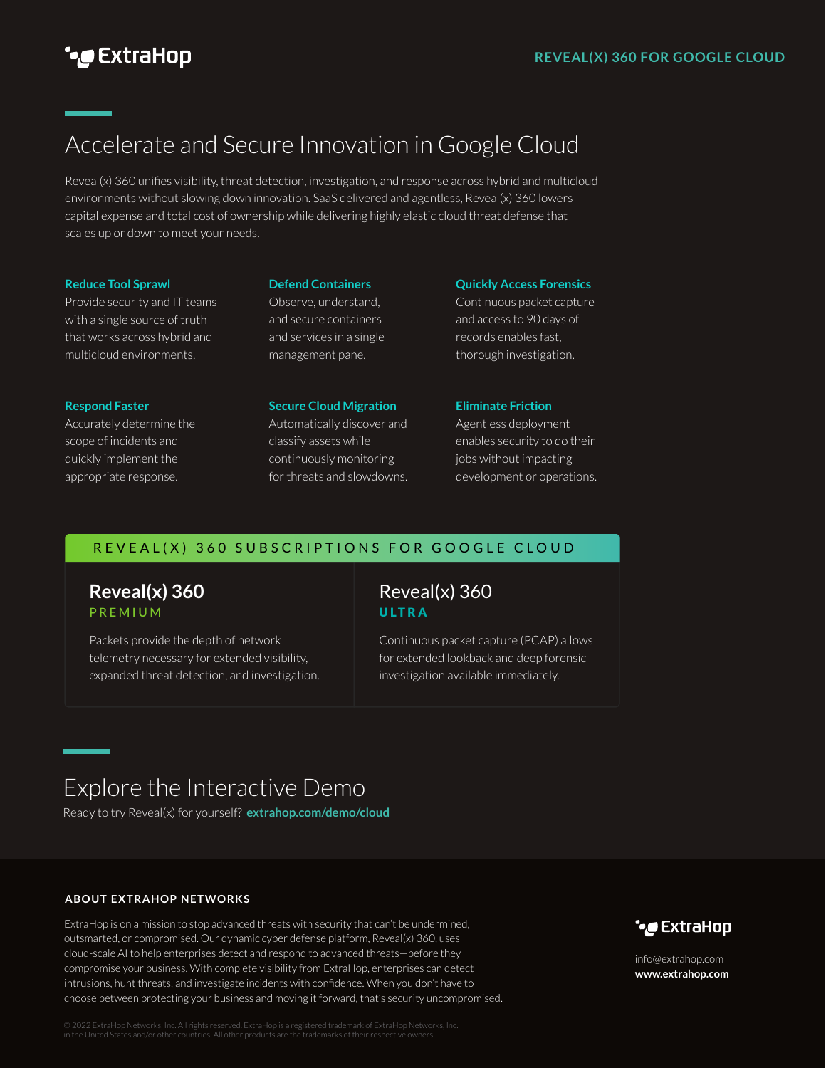# Accelerate and Secure Innovation in Google Cloud

Reveal(x) 360 unifies visibility, threat detection, investigation, and response across hybrid and multicloud environments without slowing down innovation. SaaS delivered and agentless, Reveal(x) 360 lowers capital expense and total cost of ownership while delivering highly elastic cloud threat defense that scales up or down to meet your needs.

**Reduce Tool Sprawl**
Provide security and IT teams with a single source of truth that works across hybrid and multicloud environments.

**Defend Containers**
Observe, understand, and secure containers and services in a single management pane.

**Quickly Access Forensics**
Continuous packet capture and access to 90 days of records enables fast, thorough investigation.

**Respond Faster**
Accurately determine the scope of incidents and quickly implement the appropriate response.

**Secure Cloud Migration**
Automatically discover and classify assets while continuously monitoring for threats and slowdowns.

**Eliminate Friction**
Agentless deployment enables security to do their jobs without impacting development or operations.

## REVEAL(X) 360 SUBSCRIPTIONS FOR GOOGLE CLOUD

### Reveal(x) 360 PREMIUM

Packets provide the depth of network telemetry necessary for extended visibility, expanded threat detection, and investigation.

### Reveal(x) 360 ULTRA

Continuous packet capture (PCAP) allows for extended lookback and deep forensic investigation available immediately.

# Explore the Interactive Demo

Ready to try Reveal(x) for yourself? **extrahop.com/demo/cloud**

### ABOUT EXTRAHOP NETWORKS

ExtraHop is on a mission to stop advanced threats with security that can't be undermined, outsmarted, or compromised. Our dynamic cyber defense platform, Reveal(x) 360, uses cloud-scale AI to help enterprises detect and respond to advanced threats—before they compromise your business. With complete visibility from ExtraHop, enterprises can detect intrusions, hunt threats, and investigate incidents with confidence. When you don't have to choose between protecting your business and moving it forward, that's security uncompromised.

ExtraHop
info@extrahop.com
**www.extrahop.com**

© 2022 ExtraHop Networks, Inc. All rights reserved. ExtraHop is a registered trademark of ExtraHop Networks, Inc. in the United States and/or other countries. All other products are the trademarks of their respective owners.